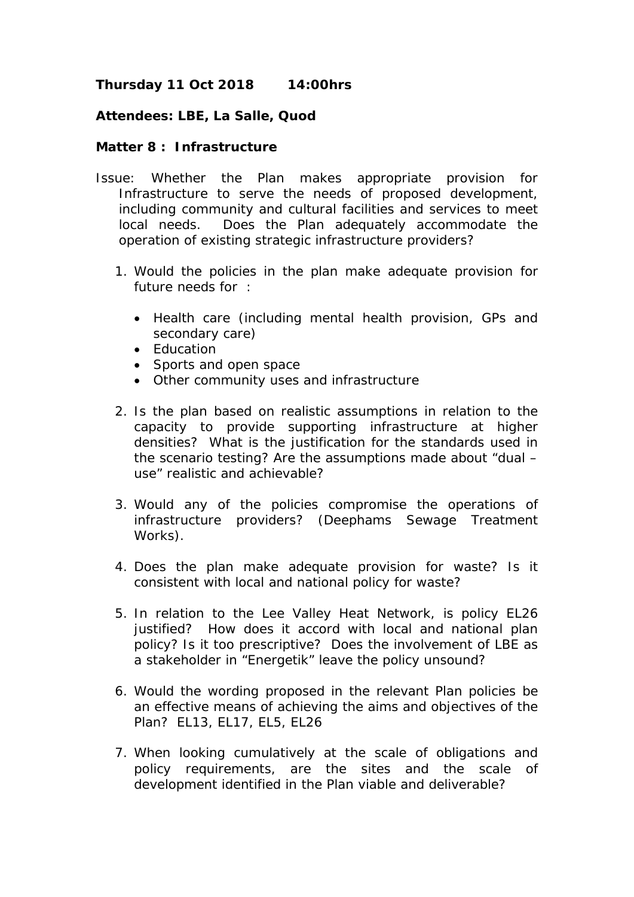**Thursday 11 Oct 2018 14:00hrs**

**Attendees: LBE, La Salle, Quod**

**Matter 8 : Infrastructure**

Issue: Whether the Plan makes appropriate provision for Infrastructure to serve the needs of proposed development, including community and cultural facilities and services to meet local needs. Does the Plan adequately accommodate the operation of existing strategic infrastructure providers?

1. Would the policies in the plan make adequate provision for future needs for :

   - Health care (including mental health provision, GPs and secondary care)
   - Education
   - Sports and open space
   - Other community uses and infrastructure

2. Is the plan based on realistic assumptions in relation to the capacity to provide supporting infrastructure at higher densities? What is the justification for the standards used in the scenario testing? Are the assumptions made about "dual – use" realistic and achievable?

3. Would any of the policies compromise the operations of infrastructure providers? (Deephams Sewage Treatment Works).

4. Does the plan make adequate provision for waste? Is it consistent with local and national policy for waste?

5. In relation to the Lee Valley Heat Network, is policy EL26 justified? How does it accord with local and national plan policy? Is it too prescriptive? Does the involvement of LBE as a stakeholder in "Energetik" leave the policy unsound?

6. Would the wording proposed in the relevant Plan policies be an effective means of achieving the aims and objectives of the Plan? EL13, EL17, EL5, EL26

7. When looking cumulatively at the scale of obligations and policy requirements, are the sites and the scale of development identified in the Plan viable and deliverable?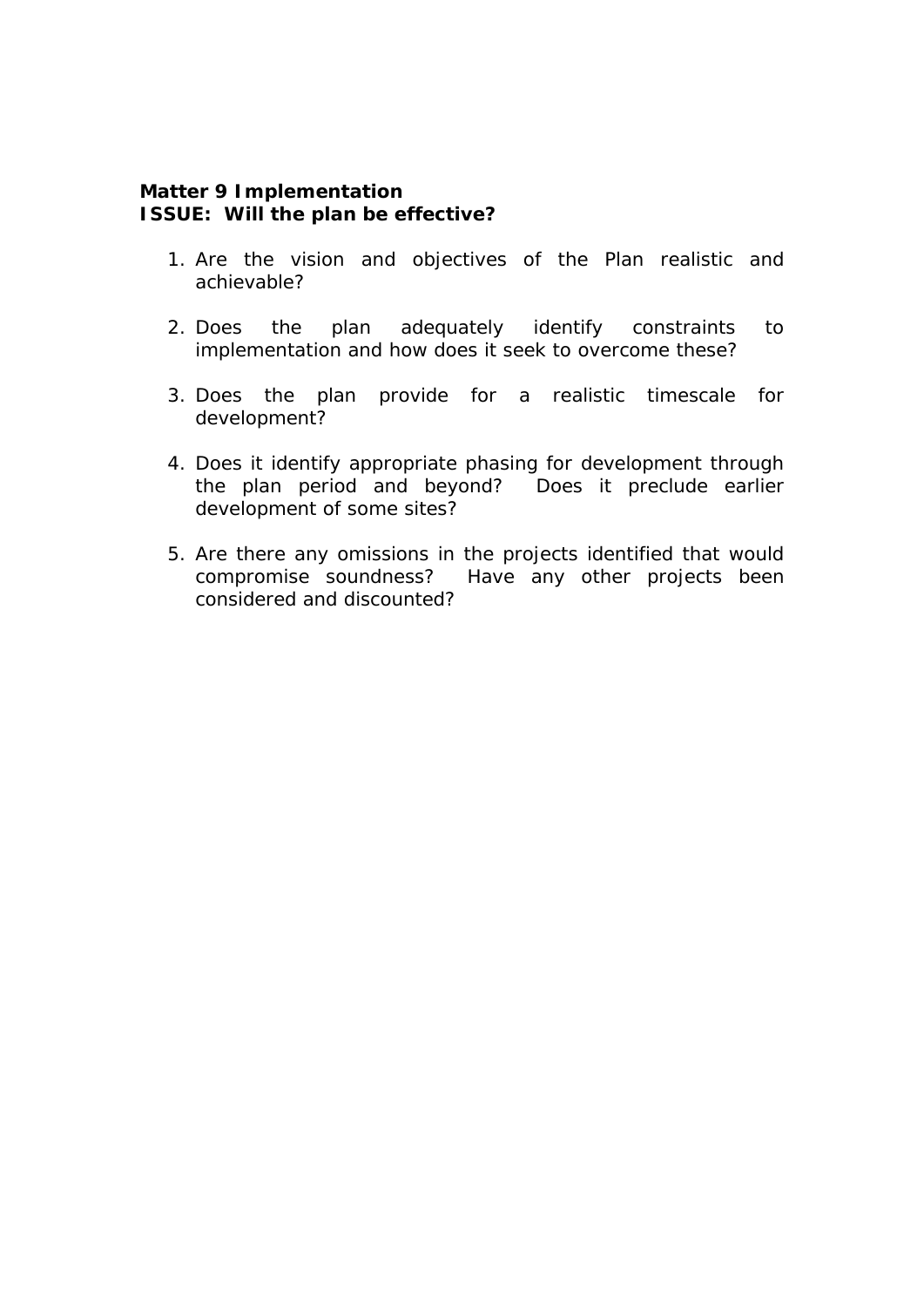**Matter 9 Implementation**
**ISSUE: Will the plan be effective?**

1. Are the vision and objectives of the Plan realistic and achievable?

2. Does the plan adequately identify constraints to implementation and how does it seek to overcome these?

3. Does the plan provide for a realistic timescale for development?

4. Does it identify appropriate phasing for development through the plan period and beyond? Does it preclude earlier development of some sites?

5. Are there any omissions in the projects identified that would compromise soundness? Have any other projects been considered and discounted?